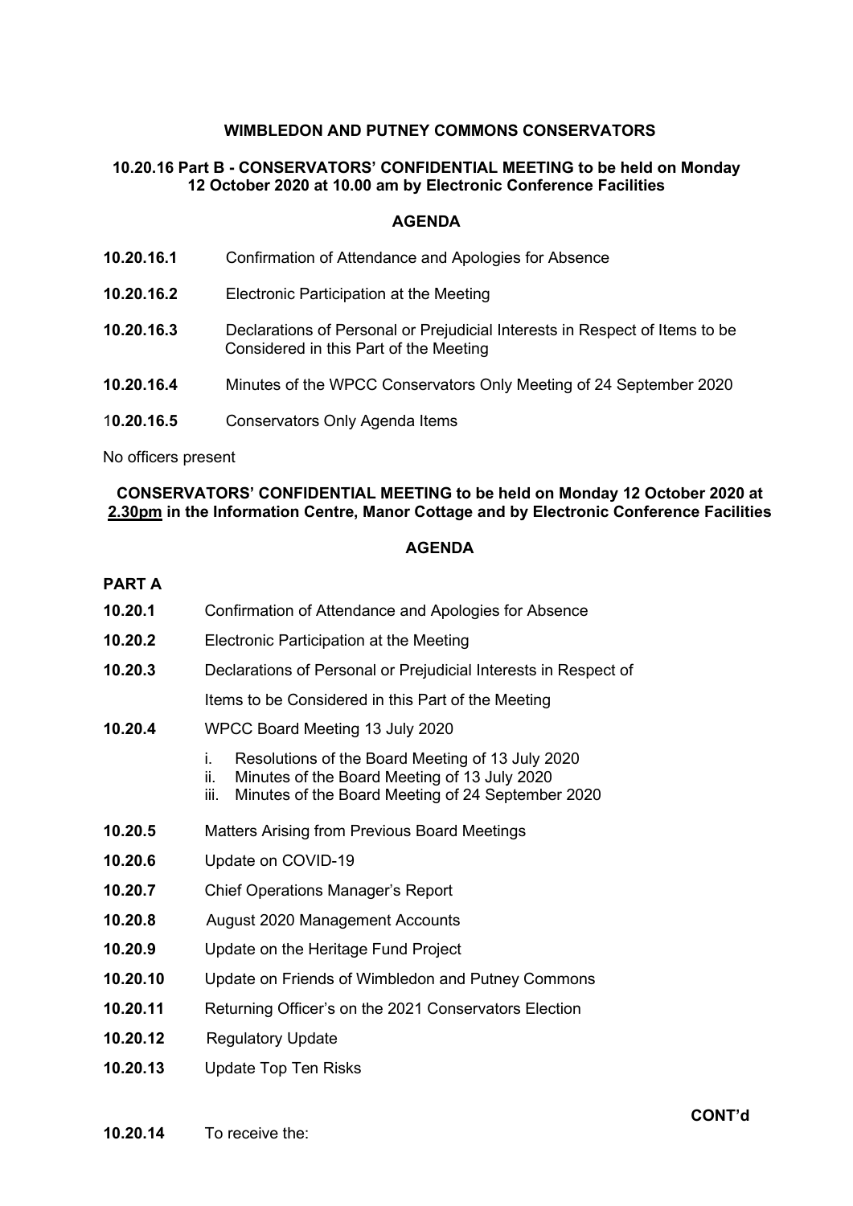**WIMBLEDON AND PUTNEY COMMONS CONSERVATORS**

**10.20.16 Part B - CONSERVATORS' CONFIDENTIAL MEETING to be held on Monday 12 October 2020 at 10.00 am by Electronic Conference Facilities**

**AGENDA**

**10.20.16.1** Confirmation of Attendance and Apologies for Absence

**10.20.16.2** Electronic Participation at the Meeting

**10.20.16.3** Declarations of Personal or Prejudicial Interests in Respect of Items to be Considered in this Part of the Meeting

**10.20.16.4** Minutes of the WPCC Conservators Only Meeting of 24 September 2020

1**0.20.16.5** Conservators Only Agenda Items

No officers present

**CONSERVATORS' CONFIDENTIAL MEETING to be held on Monday 12 October 2020 at 2.30pm in the Information Centre, Manor Cottage and by Electronic Conference Facilities**

**AGENDA**

**PART A**

**10.20.1** Confirmation of Attendance and Apologies for Absence

**10.20.2** Electronic Participation at the Meeting

**10.20.3** Declarations of Personal or Prejudicial Interests in Respect of Items to be Considered in this Part of the Meeting

**10.20.4** WPCC Board Meeting 13 July 2020

i. Resolutions of the Board Meeting of 13 July 2020
ii. Minutes of the Board Meeting of 13 July 2020
iii. Minutes of the Board Meeting of 24 September 2020

**10.20.5** Matters Arising from Previous Board Meetings

**10.20.6** Update on COVID-19

**10.20.7** Chief Operations Manager's Report

**10.20.8** August 2020 Management Accounts

**10.20.9** Update on the Heritage Fund Project

**10.20.10** Update on Friends of Wimbledon and Putney Commons

**10.20.11** Returning Officer's on the 2021 Conservators Election

**10.20.12** Regulatory Update

**10.20.13** Update Top Ten Risks

**CONT'd**

**10.20.14** To receive the: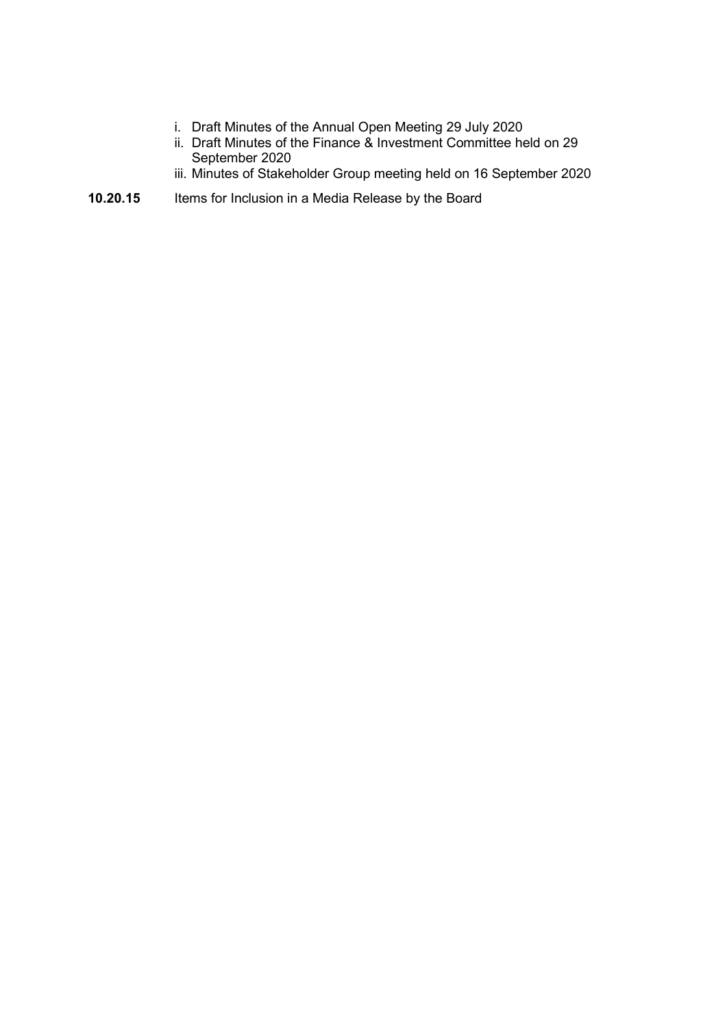i. Draft Minutes of the Annual Open Meeting 29 July 2020
ii. Draft Minutes of the Finance & Investment Committee held on 29 September 2020
iii. Minutes of Stakeholder Group meeting held on 16 September 2020

**10.20.15** Items for Inclusion in a Media Release by the Board